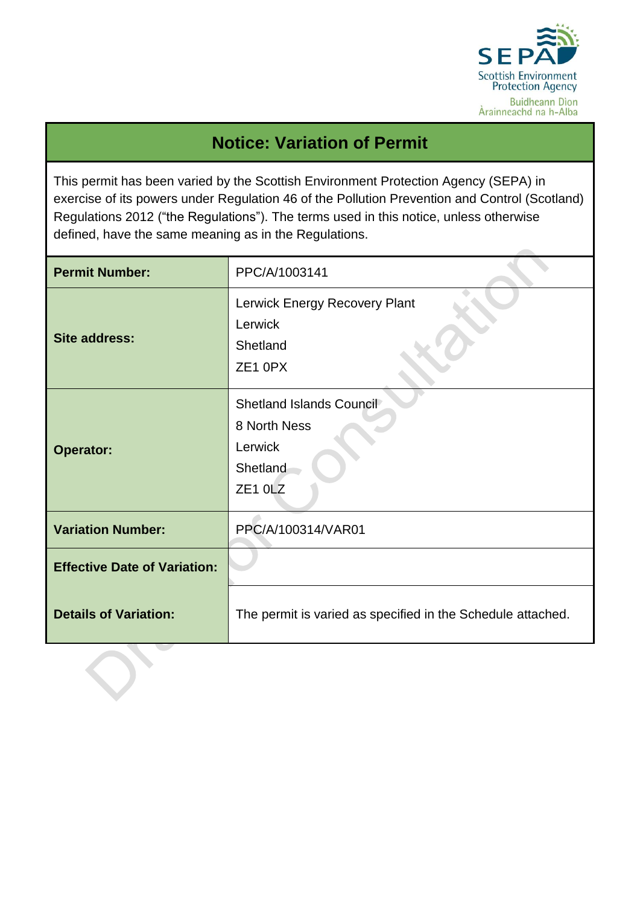# Notice: Variation of Permit

This permit has been varied by the Scottish Environment Protection Agency (SEPA) in exercise of its powers under Regulation 46 of the Pollution Prevention and Control (Scotland) Regulations 2012 ("the Regulations"). The terms used in this notice, unless otherwise defined, have the same meaning as in the Regulations.

| | |
|---|---|
| **Permit Number:** | PPC/A/1003141 |
| **Site address:** | Lerwick Energy Recovery Plant<br>Lerwick<br>Shetland<br>ZE1 0PX |
| **Operator:** | Shetland Islands Council<br>8 North Ness<br>Lerwick<br>Shetland<br>ZE1 0LZ |
| **Variation Number:** | PPC/A/100314/VAR01 |
| **Effective Date of Variation:** | |
| **Details of Variation:** | The permit is varied as specified in the Schedule attached. |

Draft for Consultation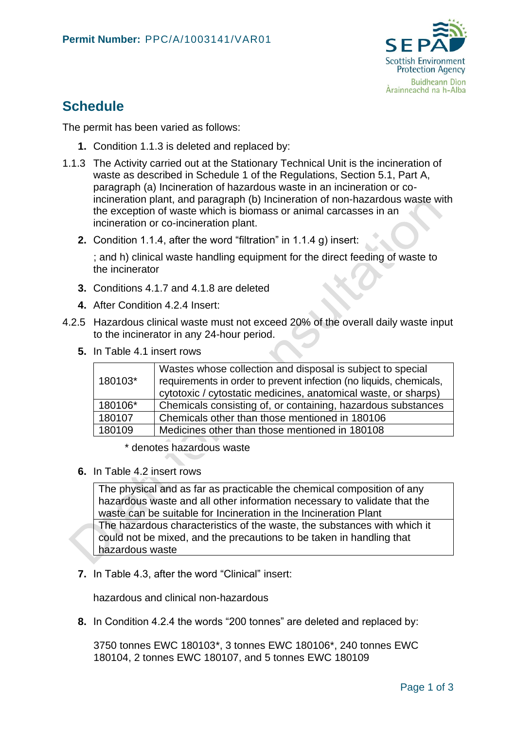**Permit Number:** PPC/A/1003141/VAR01

## Schedule

The permit has been varied as follows:

1. Condition 1.1.3 is deleted and replaced by:

1.1.3 The Activity carried out at the Stationary Technical Unit is the incineration of waste as described in Schedule 1 of the Regulations, Section 5.1, Part A, paragraph (a) Incineration of hazardous waste in an incineration or co-incineration plant, and paragraph (b) Incineration of non-hazardous waste with the exception of waste which is biomass or animal carcasses in an incineration or co-incineration plant.

2. Condition 1.1.4, after the word “filtration” in 1.1.4 g) insert:

   ; and h) clinical waste handling equipment for the direct feeding of waste to the incinerator

3. Conditions 4.1.7 and 4.1.8 are deleted

4. After Condition 4.2.4 Insert:

4.2.5 Hazardous clinical waste must not exceed 20% of the overall daily waste input to the incinerator in any 24-hour period.

5. In Table 4.1 insert rows

| | |
|---|---|
| 180103* | Wastes whose collection and disposal is subject to special requirements in order to prevent infection (no liquids, chemicals, cytotoxic / cytostatic medicines, anatomical waste, or sharps) |
| 180106* | Chemicals consisting of, or containing, hazardous substances |
| 180107 | Chemicals other than those mentioned in 180106 |
| 180109 | Medicines other than those mentioned in 180108 |

\* denotes hazardous waste

6. In Table 4.2 insert rows

| |
|---|
| The physical and as far as practicable the chemical composition of any hazardous waste and all other information necessary to validate that the waste can be suitable for Incineration in the Incineration Plant |
| The hazardous characteristics of the waste, the substances with which it could not be mixed, and the precautions to be taken in handling that hazardous waste |

7. In Table 4.3, after the word “Clinical” insert:

   hazardous and clinical non-hazardous

8. In Condition 4.2.4 the words “200 tonnes” are deleted and replaced by:

   3750 tonnes EWC 180103*, 3 tonnes EWC 180106*, 240 tonnes EWC 180104, 2 tonnes EWC 180107, and 5 tonnes EWC 180109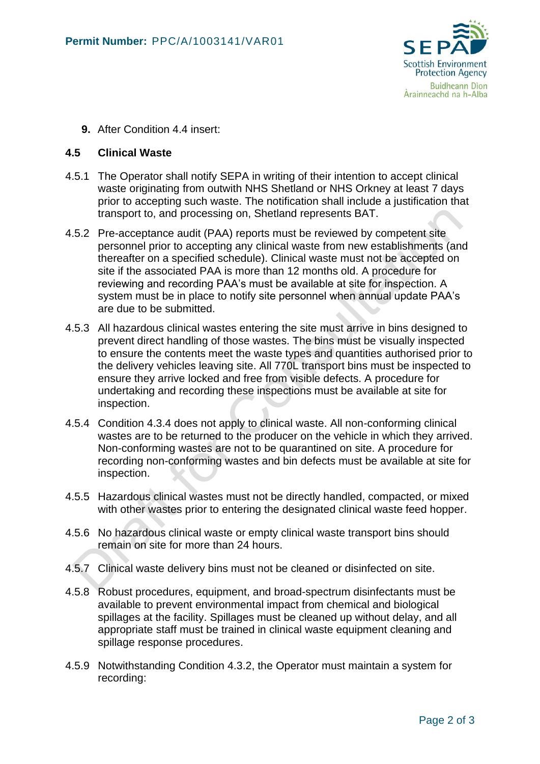**9.** After Condition 4.4 insert:

**4.5 Clinical Waste**

4.5.1 The Operator shall notify SEPA in writing of their intention to accept clinical waste originating from outwith NHS Shetland or NHS Orkney at least 7 days prior to accepting such waste. The notification shall include a justification that transport to, and processing on, Shetland represents BAT.

4.5.2 Pre-acceptance audit (PAA) reports must be reviewed by competent site personnel prior to accepting any clinical waste from new establishments (and thereafter on a specified schedule). Clinical waste must not be accepted on site if the associated PAA is more than 12 months old. A procedure for reviewing and recording PAA's must be available at site for inspection. A system must be in place to notify site personnel when annual update PAA's are due to be submitted.

4.5.3 All hazardous clinical wastes entering the site must arrive in bins designed to prevent direct handling of those wastes. The bins must be visually inspected to ensure the contents meet the waste types and quantities authorised prior to the delivery vehicles leaving site. All 770L transport bins must be inspected to ensure they arrive locked and free from visible defects. A procedure for undertaking and recording these inspections must be available at site for inspection.

4.5.4 Condition 4.3.4 does not apply to clinical waste. All non-conforming clinical wastes are to be returned to the producer on the vehicle in which they arrived. Non-conforming wastes are not to be quarantined on site. A procedure for recording non-conforming wastes and bin defects must be available at site for inspection.

4.5.5 Hazardous clinical wastes must not be directly handled, compacted, or mixed with other wastes prior to entering the designated clinical waste feed hopper.

4.5.6 No hazardous clinical waste or empty clinical waste transport bins should remain on site for more than 24 hours.

4.5.7 Clinical waste delivery bins must not be cleaned or disinfected on site.

4.5.8 Robust procedures, equipment, and broad-spectrum disinfectants must be available to prevent environmental impact from chemical and biological spillages at the facility. Spillages must be cleaned up without delay, and all appropriate staff must be trained in clinical waste equipment cleaning and spillage response procedures.

4.5.9 Notwithstanding Condition 4.3.2, the Operator must maintain a system for recording: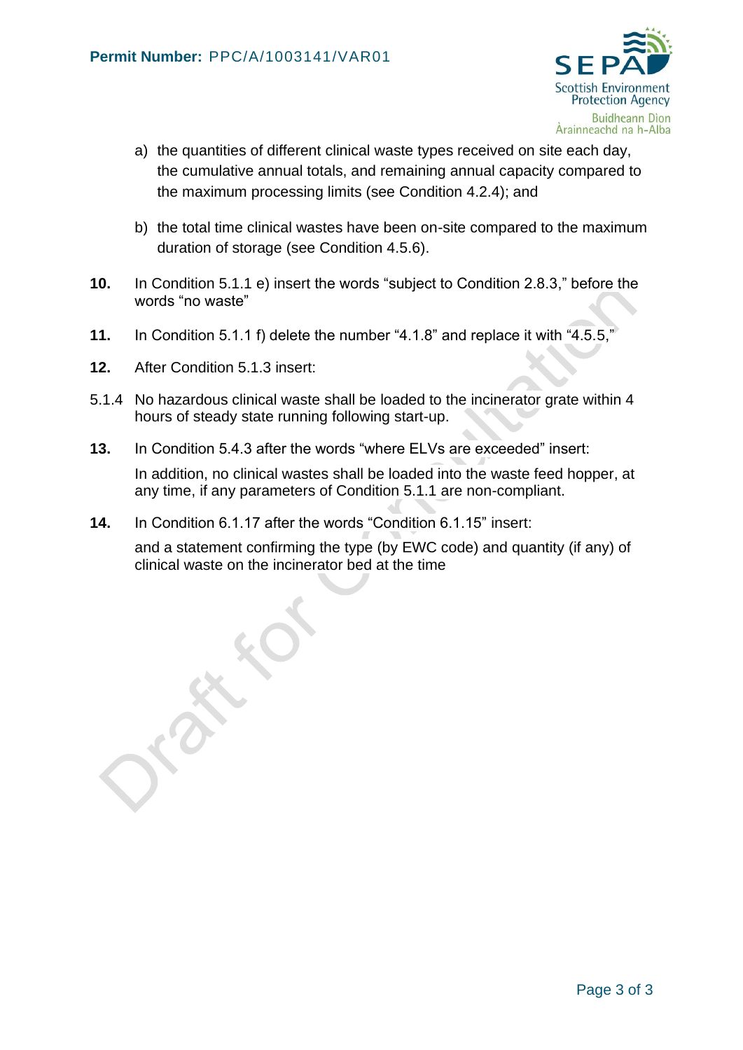a) the quantities of different clinical waste types received on site each day, the cumulative annual totals, and remaining annual capacity compared to the maximum processing limits (see Condition 4.2.4); and

b) the total time clinical wastes have been on-site compared to the maximum duration of storage (see Condition 4.5.6).

**10.** In Condition 5.1.1 e) insert the words "subject to Condition 2.8.3," before the words "no waste"

**11.** In Condition 5.1.1 f) delete the number "4.1.8" and replace it with "4.5.5,"

**12.** After Condition 5.1.3 insert:

5.1.4 No hazardous clinical waste shall be loaded to the incinerator grate within 4 hours of steady state running following start-up.

**13.** In Condition 5.4.3 after the words "where ELVs are exceeded" insert:

In addition, no clinical wastes shall be loaded into the waste feed hopper, at any time, if any parameters of Condition 5.1.1 are non-compliant.

**14.** In Condition 6.1.17 after the words "Condition 6.1.15" insert:

and a statement confirming the type (by EWC code) and quantity (if any) of clinical waste on the incinerator bed at the time